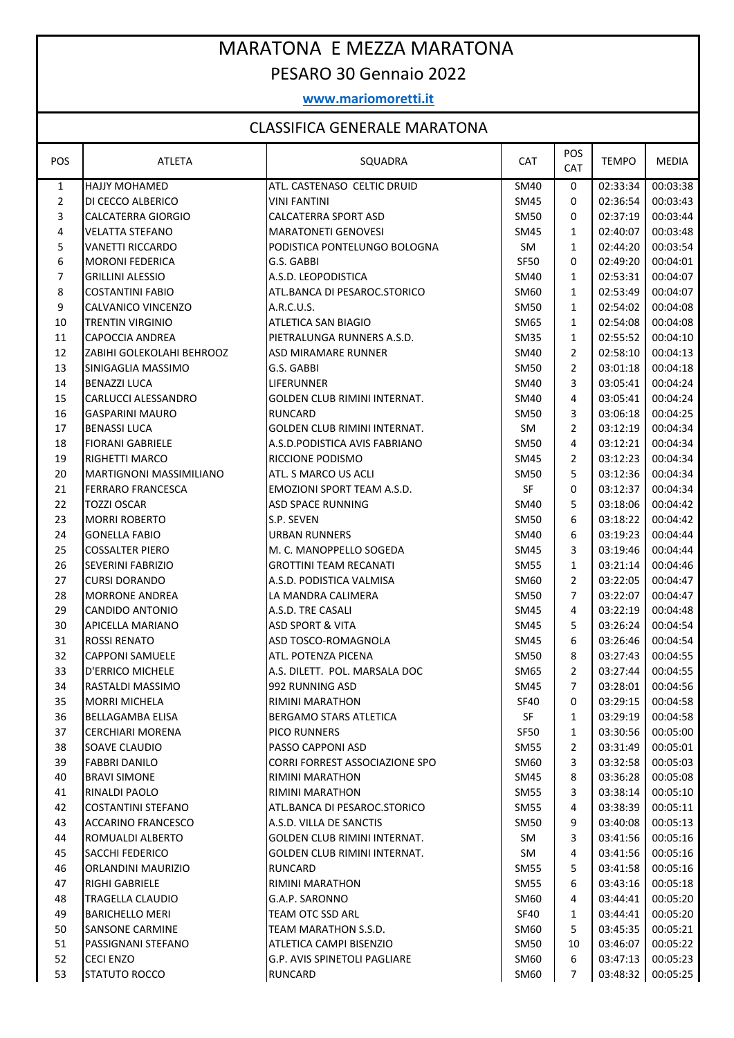# MARATONA E MEZZA MARATONA

## PESARO 30 Gennaio 2022

**www.mariomoretti.it**

## CLASSIFICA GENERALE MARATONA

| POS | ATLETA | SQUADRA | CAT | POS CAT | TEMPO | MEDIA |
|---|---|---|---|---|---|---|
| 1 | HAJJY MOHAMED | ATL. CASTENASO CELTIC DRUID | SM40 | 0 | 02:33:34 | 00:03:38 |
| 2 | DI CECCO ALBERICO | VINI FANTINI | SM45 | 0 | 02:36:54 | 00:03:43 |
| 3 | CALCATERRA GIORGIO | CALCATERRA SPORT ASD | SM50 | 0 | 02:37:19 | 00:03:44 |
| 4 | VELATTA STEFANO | MARATONETI GENOVESI | SM45 | 1 | 02:40:07 | 00:03:48 |
| 5 | VANETTI RICCARDO | PODISTICA PONTELUNGO BOLOGNA | SM | 1 | 02:44:20 | 00:03:54 |
| 6 | MORONI FEDERICA | G.S. GABBI | SF50 | 0 | 02:49:20 | 00:04:01 |
| 7 | GRILLINI ALESSIO | A.S.D. LEOPODISTICA | SM40 | 1 | 02:53:31 | 00:04:07 |
| 8 | COSTANTINI FABIO | ATL.BANCA DI PESAROC.STORICO | SM60 | 1 | 02:53:49 | 00:04:07 |
| 9 | CALVANICO VINCENZO | A.R.C.U.S. | SM50 | 1 | 02:54:02 | 00:04:08 |
| 10 | TRENTIN VIRGINIO | ATLETICA SAN BIAGIO | SM65 | 1 | 02:54:08 | 00:04:08 |
| 11 | CAPOCCIA ANDREA | PIETRALUNGA RUNNERS A.S.D. | SM35 | 1 | 02:55:52 | 00:04:10 |
| 12 | ZABIHI GOLEKOLAHI BEHROOZ | ASD MIRAMARE RUNNER | SM40 | 2 | 02:58:10 | 00:04:13 |
| 13 | SINIGAGLIA MASSIMO | G.S. GABBI | SM50 | 2 | 03:01:18 | 00:04:18 |
| 14 | BENAZZI LUCA | LIFERUNNER | SM40 | 3 | 03:05:41 | 00:04:24 |
| 15 | CARLUCCI ALESSANDRO | GOLDEN CLUB RIMINI INTERNAT. | SM40 | 4 | 03:05:41 | 00:04:24 |
| 16 | GASPARINI MAURO | RUNCARD | SM50 | 3 | 03:06:18 | 00:04:25 |
| 17 | BENASSI LUCA | GOLDEN CLUB RIMINI INTERNAT. | SM | 2 | 03:12:19 | 00:04:34 |
| 18 | FIORANI GABRIELE | A.S.D.PODISTICA AVIS FABRIANO | SM50 | 4 | 03:12:21 | 00:04:34 |
| 19 | RIGHETTI MARCO | RICCIONE PODISMO | SM45 | 2 | 03:12:23 | 00:04:34 |
| 20 | MARTIGNONI MASSIMILIANO | ATL. S MARCO US ACLI | SM50 | 5 | 03:12:36 | 00:04:34 |
| 21 | FERRARO FRANCESCA | EMOZIONI SPORT TEAM A.S.D. | SF | 0 | 03:12:37 | 00:04:34 |
| 22 | TOZZI OSCAR | ASD SPACE RUNNING | SM40 | 5 | 03:18:06 | 00:04:42 |
| 23 | MORRI ROBERTO | S.P. SEVEN | SM50 | 6 | 03:18:22 | 00:04:42 |
| 24 | GONELLA FABIO | URBAN RUNNERS | SM40 | 6 | 03:19:23 | 00:04:44 |
| 25 | COSSALTER PIERO | M. C. MANOPPELLO SOGEDA | SM45 | 3 | 03:19:46 | 00:04:44 |
| 26 | SEVERINI FABRIZIO | GROTTINI TEAM RECANATI | SM55 | 1 | 03:21:14 | 00:04:46 |
| 27 | CURSI DORANDO | A.S.D. PODISTICA VALMISA | SM60 | 2 | 03:22:05 | 00:04:47 |
| 28 | MORRONE ANDREA | LA MANDRA CALIMERA | SM50 | 7 | 03:22:07 | 00:04:47 |
| 29 | CANDIDO ANTONIO | A.S.D. TRE CASALI | SM45 | 4 | 03:22:19 | 00:04:48 |
| 30 | APICELLA MARIANO | ASD SPORT & VITA | SM45 | 5 | 03:26:24 | 00:04:54 |
| 31 | ROSSI RENATO | ASD TOSCO-ROMAGNOLA | SM45 | 6 | 03:26:46 | 00:04:54 |
| 32 | CAPPONI SAMUELE | ATL. POTENZA PICENA | SM50 | 8 | 03:27:43 | 00:04:55 |
| 33 | D'ERRICO MICHELE | A.S. DILETT. POL. MARSALA DOC | SM65 | 2 | 03:27:44 | 00:04:55 |
| 34 | RASTALDI MASSIMO | 992 RUNNING ASD | SM45 | 7 | 03:28:01 | 00:04:56 |
| 35 | MORRI MICHELA | RIMINI MARATHON | SF40 | 0 | 03:29:15 | 00:04:58 |
| 36 | BELLAGAMBA ELISA | BERGAMO STARS ATLETICA | SF | 1 | 03:29:19 | 00:04:58 |
| 37 | CERCHIARI MORENA | PICO RUNNERS | SF50 | 1 | 03:30:56 | 00:05:00 |
| 38 | SOAVE CLAUDIO | PASSO CAPPONI ASD | SM55 | 2 | 03:31:49 | 00:05:01 |
| 39 | FABBRI DANILO | CORRI FORREST ASSOCIAZIONE SPO | SM60 | 3 | 03:32:58 | 00:05:03 |
| 40 | BRAVI SIMONE | RIMINI MARATHON | SM45 | 8 | 03:36:28 | 00:05:08 |
| 41 | RINALDI PAOLO | RIMINI MARATHON | SM55 | 3 | 03:38:14 | 00:05:10 |
| 42 | COSTANTINI STEFANO | ATL.BANCA DI PESAROC.STORICO | SM55 | 4 | 03:38:39 | 00:05:11 |
| 43 | ACCARINO FRANCESCO | A.S.D. VILLA DE SANCTIS | SM50 | 9 | 03:40:08 | 00:05:13 |
| 44 | ROMUALDI ALBERTO | GOLDEN CLUB RIMINI INTERNAT. | SM | 3 | 03:41:56 | 00:05:16 |
| 45 | SACCHI FEDERICO | GOLDEN CLUB RIMINI INTERNAT. | SM | 4 | 03:41:56 | 00:05:16 |
| 46 | ORLANDINI MAURIZIO | RUNCARD | SM55 | 5 | 03:41:58 | 00:05:16 |
| 47 | RIGHI GABRIELE | RIMINI MARATHON | SM55 | 6 | 03:43:16 | 00:05:18 |
| 48 | TRAGELLA CLAUDIO | G.A.P. SARONNO | SM60 | 4 | 03:44:41 | 00:05:20 |
| 49 | BARICHELLO MERI | TEAM OTC SSD ARL | SF40 | 1 | 03:44:41 | 00:05:20 |
| 50 | SANSONE CARMINE | TEAM MARATHON S.S.D. | SM60 | 5 | 03:45:35 | 00:05:21 |
| 51 | PASSIGNANI STEFANO | ATLETICA CAMPI BISENZIO | SM50 | 10 | 03:46:07 | 00:05:22 |
| 52 | CECI ENZO | G.P. AVIS SPINETOLI PAGLIARE | SM60 | 6 | 03:47:13 | 00:05:23 |
| 53 | STATUTO ROCCO | RUNCARD | SM60 | 7 | 03:48:32 | 00:05:25 |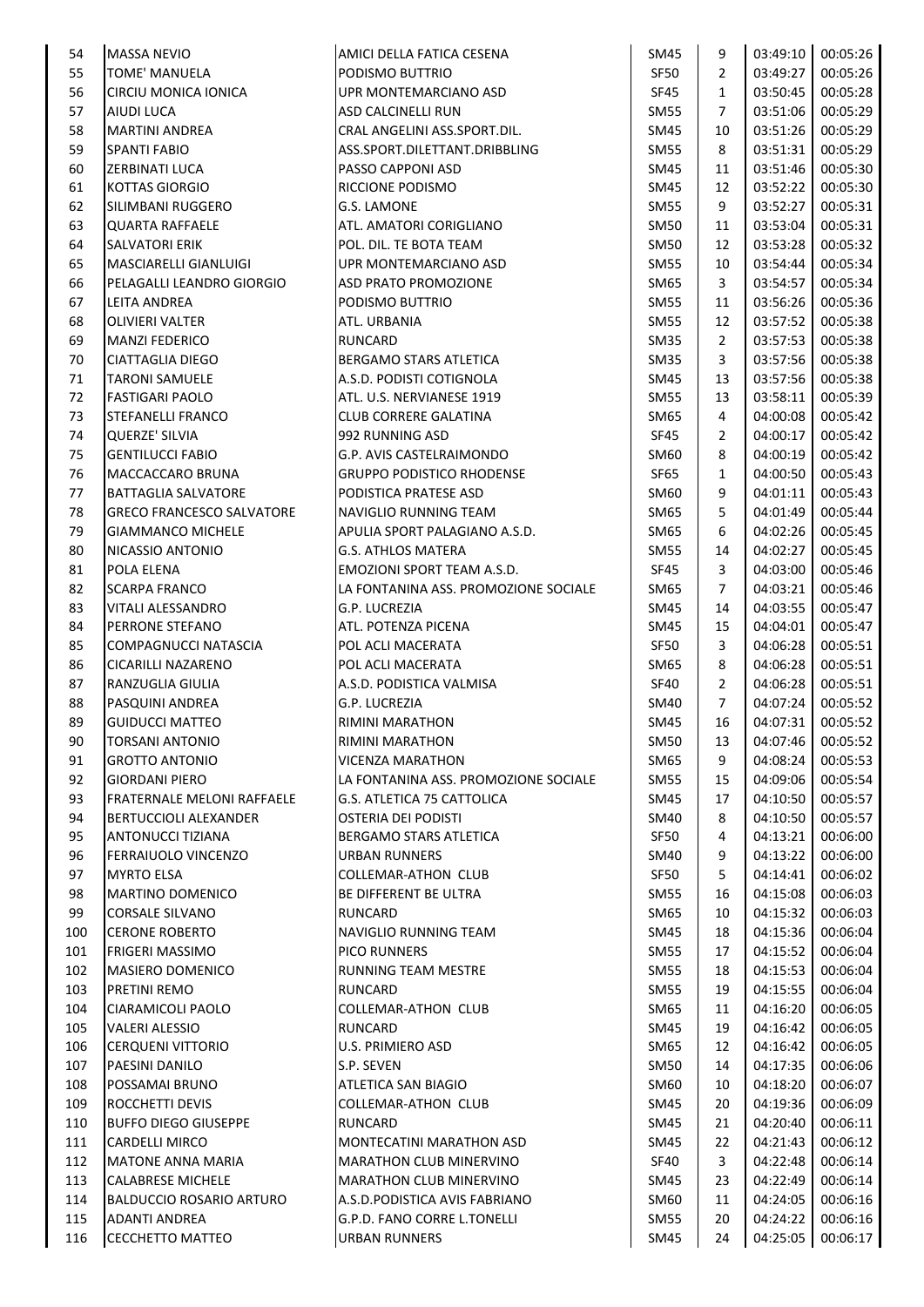| 54 | MASSA NEVIO | AMICI DELLA FATICA CESENA | SM45 | 9 | 03:49:10 | 00:05:26 |
|---|---|---|---|---|---|---|
| 55 | TOME' MANUELA | PODISMO BUTTRIO | SF50 | 2 | 03:49:27 | 00:05:26 |
| 56 | CIRCIU MONICA IONICA | UPR MONTEMARCIANO ASD | SF45 | 1 | 03:50:45 | 00:05:28 |
| 57 | AIUDI LUCA | ASD CALCINELLI RUN | SM55 | 7 | 03:51:06 | 00:05:29 |
| 58 | MARTINI ANDREA | CRAL ANGELINI ASS.SPORT.DIL. | SM45 | 10 | 03:51:26 | 00:05:29 |
| 59 | SPANTI FABIO | ASS.SPORT.DILETTANT.DRIBBLING | SM55 | 8 | 03:51:31 | 00:05:29 |
| 60 | ZERBINATI LUCA | PASSO CAPPONI ASD | SM45 | 11 | 03:51:46 | 00:05:30 |
| 61 | KOTTAS GIORGIO | RICCIONE PODISMO | SM45 | 12 | 03:52:22 | 00:05:30 |
| 62 | SILIMBANI RUGGERO | G.S. LAMONE | SM55 | 9 | 03:52:27 | 00:05:31 |
| 63 | QUARTA RAFFAELE | ATL. AMATORI CORIGLIANO | SM50 | 11 | 03:53:04 | 00:05:31 |
| 64 | SALVATORI ERIK | POL. DIL. TE BOTA TEAM | SM50 | 12 | 03:53:28 | 00:05:32 |
| 65 | MASCIARELLI GIANLUIGI | UPR MONTEMARCIANO ASD | SM55 | 10 | 03:54:44 | 00:05:34 |
| 66 | PELAGALLI LEANDRO GIORGIO | ASD PRATO PROMOZIONE | SM65 | 3 | 03:54:57 | 00:05:34 |
| 67 | LEITA ANDREA | PODISMO BUTTRIO | SM55 | 11 | 03:56:26 | 00:05:36 |
| 68 | OLIVIERI VALTER | ATL. URBANIA | SM55 | 12 | 03:57:52 | 00:05:38 |
| 69 | MANZI FEDERICO | RUNCARD | SM35 | 2 | 03:57:53 | 00:05:38 |
| 70 | CIATTAGLIA DIEGO | BERGAMO STARS ATLETICA | SM35 | 3 | 03:57:56 | 00:05:38 |
| 71 | TARONI SAMUELE | A.S.D. PODISTI COTIGNOLA | SM45 | 13 | 03:57:56 | 00:05:38 |
| 72 | FASTIGARI PAOLO | ATL. U.S. NERVIANESE 1919 | SM55 | 13 | 03:58:11 | 00:05:39 |
| 73 | STEFANELLI FRANCO | CLUB CORRERE GALATINA | SM65 | 4 | 04:00:08 | 00:05:42 |
| 74 | QUERZE' SILVIA | 992 RUNNING ASD | SF45 | 2 | 04:00:17 | 00:05:42 |
| 75 | GENTILUCCI FABIO | G.P. AVIS CASTELRAIMONDO | SM60 | 8 | 04:00:19 | 00:05:42 |
| 76 | MACCACCARO BRUNA | GRUPPO PODISTICO RHODENSE | SF65 | 1 | 04:00:50 | 00:05:43 |
| 77 | BATTAGLIA SALVATORE | PODISTICA PRATESE ASD | SM60 | 9 | 04:01:11 | 00:05:43 |
| 78 | GRECO FRANCESCO SALVATORE | NAVIGLIO RUNNING TEAM | SM65 | 5 | 04:01:49 | 00:05:44 |
| 79 | GIAMMANCO MICHELE | APULIA SPORT PALAGIANO A.S.D. | SM65 | 6 | 04:02:26 | 00:05:45 |
| 80 | NICASSIO ANTONIO | G.S. ATHLOS MATERA | SM55 | 14 | 04:02:27 | 00:05:45 |
| 81 | POLA ELENA | EMOZIONI SPORT TEAM A.S.D. | SF45 | 3 | 04:03:00 | 00:05:46 |
| 82 | SCARPA FRANCO | LA FONTANINA ASS. PROMOZIONE SOCIALE | SM65 | 7 | 04:03:21 | 00:05:46 |
| 83 | VITALI ALESSANDRO | G.P. LUCREZIA | SM45 | 14 | 04:03:55 | 00:05:47 |
| 84 | PERRONE STEFANO | ATL. POTENZA PICENA | SM45 | 15 | 04:04:01 | 00:05:47 |
| 85 | COMPAGNUCCI NATASCIA | POL ACLI MACERATA | SF50 | 3 | 04:06:28 | 00:05:51 |
| 86 | CICARILLI NAZARENO | POL ACLI MACERATA | SM65 | 8 | 04:06:28 | 00:05:51 |
| 87 | RANZUGLIA GIULIA | A.S.D. PODISTICA VALMISA | SF40 | 2 | 04:06:28 | 00:05:51 |
| 88 | PASQUINI ANDREA | G.P. LUCREZIA | SM40 | 7 | 04:07:24 | 00:05:52 |
| 89 | GUIDUCCI MATTEO | RIMINI MARATHON | SM45 | 16 | 04:07:31 | 00:05:52 |
| 90 | TORSANI ANTONIO | RIMINI MARATHON | SM50 | 13 | 04:07:46 | 00:05:52 |
| 91 | GROTTO ANTONIO | VICENZA MARATHON | SM65 | 9 | 04:08:24 | 00:05:53 |
| 92 | GIORDANI PIERO | LA FONTANINA ASS. PROMOZIONE SOCIALE | SM55 | 15 | 04:09:06 | 00:05:54 |
| 93 | FRATERNALE MELONI RAFFAELE | G.S. ATLETICA 75 CATTOLICA | SM45 | 17 | 04:10:50 | 00:05:57 |
| 94 | BERTUCCIOLI ALEXANDER | OSTERIA DEI PODISTI | SM40 | 8 | 04:10:50 | 00:05:57 |
| 95 | ANTONUCCI TIZIANA | BERGAMO STARS ATLETICA | SF50 | 4 | 04:13:21 | 00:06:00 |
| 96 | FERRAIUOLO VINCENZO | URBAN RUNNERS | SM40 | 9 | 04:13:22 | 00:06:00 |
| 97 | MYRTO ELSA | COLLEMAR-ATHON CLUB | SF50 | 5 | 04:14:41 | 00:06:02 |
| 98 | MARTINO DOMENICO | BE DIFFERENT BE ULTRA | SM55 | 16 | 04:15:08 | 00:06:03 |
| 99 | CORSALE SILVANO | RUNCARD | SM65 | 10 | 04:15:32 | 00:06:03 |
| 100 | CERONE ROBERTO | NAVIGLIO RUNNING TEAM | SM45 | 18 | 04:15:36 | 00:06:04 |
| 101 | FRIGERI MASSIMO | PICO RUNNERS | SM55 | 17 | 04:15:52 | 00:06:04 |
| 102 | MASIERO DOMENICO | RUNNING TEAM MESTRE | SM55 | 18 | 04:15:53 | 00:06:04 |
| 103 | PRETINI REMO | RUNCARD | SM55 | 19 | 04:15:55 | 00:06:04 |
| 104 | CIARAMICOLI PAOLO | COLLEMAR-ATHON CLUB | SM65 | 11 | 04:16:20 | 00:06:05 |
| 105 | VALERI ALESSIO | RUNCARD | SM45 | 19 | 04:16:42 | 00:06:05 |
| 106 | CERQUENI VITTORIO | U.S. PRIMIERO ASD | SM65 | 12 | 04:16:42 | 00:06:05 |
| 107 | PAESINI DANILO | S.P. SEVEN | SM50 | 14 | 04:17:35 | 00:06:06 |
| 108 | POSSAMAI BRUNO | ATLETICA SAN BIAGIO | SM60 | 10 | 04:18:20 | 00:06:07 |
| 109 | ROCCHETTI DEVIS | COLLEMAR-ATHON CLUB | SM45 | 20 | 04:19:36 | 00:06:09 |
| 110 | BUFFO DIEGO GIUSEPPE | RUNCARD | SM45 | 21 | 04:20:40 | 00:06:11 |
| 111 | CARDELLI MIRCO | MONTECATINI MARATHON ASD | SM45 | 22 | 04:21:43 | 00:06:12 |
| 112 | MATONE ANNA MARIA | MARATHON CLUB MINERVINO | SF40 | 3 | 04:22:48 | 00:06:14 |
| 113 | CALABRESE MICHELE | MARATHON CLUB MINERVINO | SM45 | 23 | 04:22:49 | 00:06:14 |
| 114 | BALDUCCIO ROSARIO ARTURO | A.S.D.PODISTICA AVIS FABRIANO | SM60 | 11 | 04:24:05 | 00:06:16 |
| 115 | ADANTI ANDREA | G.P.D. FANO CORRE L.TONELLI | SM55 | 20 | 04:24:22 | 00:06:16 |
| 116 | CECCHETTO MATTEO | URBAN RUNNERS | SM45 | 24 | 04:25:05 | 00:06:17 |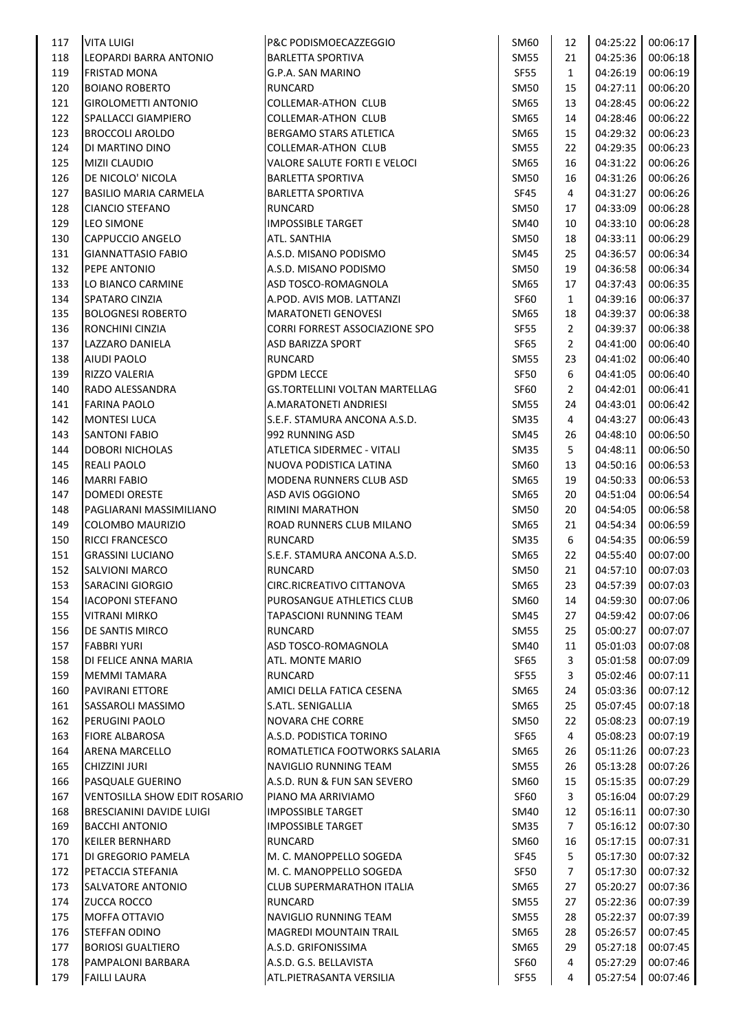| | | | | | | |
|---|---|---|---|---|---|---|
| 117 | VITA LUIGI | P&C PODISMOECAZZEGGIO | SM60 | 12 | 04:25:22 | 00:06:17 |
| 118 | LEOPARDI BARRA ANTONIO | BARLETTA SPORTIVA | SM55 | 21 | 04:25:36 | 00:06:18 |
| 119 | FRISTAD MONA | G.P.A. SAN MARINO | SF55 | 1 | 04:26:19 | 00:06:19 |
| 120 | BOIANO ROBERTO | RUNCARD | SM50 | 15 | 04:27:11 | 00:06:20 |
| 121 | GIROLOMETTI ANTONIO | COLLEMAR-ATHON CLUB | SM65 | 13 | 04:28:45 | 00:06:22 |
| 122 | SPALLACCI GIAMPIERO | COLLEMAR-ATHON CLUB | SM65 | 14 | 04:28:46 | 00:06:22 |
| 123 | BROCCOLI AROLDO | BERGAMO STARS ATLETICA | SM65 | 15 | 04:29:32 | 00:06:23 |
| 124 | DI MARTINO DINO | COLLEMAR-ATHON CLUB | SM55 | 22 | 04:29:35 | 00:06:23 |
| 125 | MIZII CLAUDIO | VALORE SALUTE FORTI E VELOCI | SM65 | 16 | 04:31:22 | 00:06:26 |
| 126 | DE NICOLO' NICOLA | BARLETTA SPORTIVA | SM50 | 16 | 04:31:26 | 00:06:26 |
| 127 | BASILIO MARIA CARMELA | BARLETTA SPORTIVA | SF45 | 4 | 04:31:27 | 00:06:26 |
| 128 | CIANCIO STEFANO | RUNCARD | SM50 | 17 | 04:33:09 | 00:06:28 |
| 129 | LEO SIMONE | IMPOSSIBLE TARGET | SM40 | 10 | 04:33:10 | 00:06:28 |
| 130 | CAPPUCCIO ANGELO | ATL. SANTHIA | SM50 | 18 | 04:33:11 | 00:06:29 |
| 131 | GIANNATTASIO FABIO | A.S.D. MISANO PODISMO | SM45 | 25 | 04:36:57 | 00:06:34 |
| 132 | PEPE ANTONIO | A.S.D. MISANO PODISMO | SM50 | 19 | 04:36:58 | 00:06:34 |
| 133 | LO BIANCO CARMINE | ASD TOSCO-ROMAGNOLA | SM65 | 17 | 04:37:43 | 00:06:35 |
| 134 | SPATARO CINZIA | A.POD. AVIS MOB. LATTANZI | SF60 | 1 | 04:39:16 | 00:06:37 |
| 135 | BOLOGNESI ROBERTO | MARATONETI GENOVESI | SM65 | 18 | 04:39:37 | 00:06:38 |
| 136 | RONCHINI CINZIA | CORRI FORREST ASSOCIAZIONE SPO | SF55 | 2 | 04:39:37 | 00:06:38 |
| 137 | LAZZARO DANIELA | ASD BARIZZA SPORT | SF65 | 2 | 04:41:00 | 00:06:40 |
| 138 | AIUDI PAOLO | RUNCARD | SM55 | 23 | 04:41:02 | 00:06:40 |
| 139 | RIZZO VALERIA | GPDM LECCE | SF50 | 6 | 04:41:05 | 00:06:40 |
| 140 | RADO ALESSANDRA | GS.TORTELLINI VOLTAN MARTELLAG | SF60 | 2 | 04:42:01 | 00:06:41 |
| 141 | FARINA PAOLO | A.MARATONETI ANDRIESI | SM55 | 24 | 04:43:01 | 00:06:42 |
| 142 | MONTESI LUCA | S.E.F. STAMURA ANCONA A.S.D. | SM35 | 4 | 04:43:27 | 00:06:43 |
| 143 | SANTONI FABIO | 992 RUNNING ASD | SM45 | 26 | 04:48:10 | 00:06:50 |
| 144 | DOBORI NICHOLAS | ATLETICA SIDERMEC - VITALI | SM35 | 5 | 04:48:11 | 00:06:50 |
| 145 | REALI PAOLO | NUOVA PODISTICA LATINA | SM60 | 13 | 04:50:16 | 00:06:53 |
| 146 | MARRI FABIO | MODENA RUNNERS CLUB ASD | SM65 | 19 | 04:50:33 | 00:06:53 |
| 147 | DOMEDI ORESTE | ASD AVIS OGGIONO | SM65 | 20 | 04:51:04 | 00:06:54 |
| 148 | PAGLIARANI MASSIMILIANO | RIMINI MARATHON | SM50 | 20 | 04:54:05 | 00:06:58 |
| 149 | COLOMBO MAURIZIO | ROAD RUNNERS CLUB MILANO | SM65 | 21 | 04:54:34 | 00:06:59 |
| 150 | RICCI FRANCESCO | RUNCARD | SM35 | 6 | 04:54:35 | 00:06:59 |
| 151 | GRASSINI LUCIANO | S.E.F. STAMURA ANCONA A.S.D. | SM65 | 22 | 04:55:40 | 00:07:00 |
| 152 | SALVIONI MARCO | RUNCARD | SM50 | 21 | 04:57:10 | 00:07:03 |
| 153 | SARACINI GIORGIO | CIRC.RICREATIVO CITTANOVA | SM65 | 23 | 04:57:39 | 00:07:03 |
| 154 | IACOPONI STEFANO | PUROSANGUE ATHLETICS CLUB | SM60 | 14 | 04:59:30 | 00:07:06 |
| 155 | VITRANI MIRKO | TAPASCIONI RUNNING TEAM | SM45 | 27 | 04:59:42 | 00:07:06 |
| 156 | DE SANTIS MIRCO | RUNCARD | SM55 | 25 | 05:00:27 | 00:07:07 |
| 157 | FABBRI YURI | ASD TOSCO-ROMAGNOLA | SM40 | 11 | 05:01:03 | 00:07:08 |
| 158 | DI FELICE ANNA MARIA | ATL. MONTE MARIO | SF65 | 3 | 05:01:58 | 00:07:09 |
| 159 | MEMMI TAMARA | RUNCARD | SF55 | 3 | 05:02:46 | 00:07:11 |
| 160 | PAVIRANI ETTORE | AMICI DELLA FATICA CESENA | SM65 | 24 | 05:03:36 | 00:07:12 |
| 161 | SASSAROLI MASSIMO | S.ATL. SENIGALLIA | SM65 | 25 | 05:07:45 | 00:07:18 |
| 162 | PERUGINI PAOLO | NOVARA CHE CORRE | SM50 | 22 | 05:08:23 | 00:07:19 |
| 163 | FIORE ALBAROSA | A.S.D. PODISTICA TORINO | SF65 | 4 | 05:08:23 | 00:07:19 |
| 164 | ARENA MARCELLO | ROMATLETICA FOOTWORKS SALARIA | SM65 | 26 | 05:11:26 | 00:07:23 |
| 165 | CHIZZINI JURI | NAVIGLIO RUNNING TEAM | SM55 | 26 | 05:13:28 | 00:07:26 |
| 166 | PASQUALE GUERINO | A.S.D. RUN & FUN SAN SEVERO | SM60 | 15 | 05:15:35 | 00:07:29 |
| 167 | VENTOSILLA SHOW EDIT ROSARIO | PIANO MA ARRIVIAMO | SF60 | 3 | 05:16:04 | 00:07:29 |
| 168 | BRESCIANINI DAVIDE LUIGI | IMPOSSIBLE TARGET | SM40 | 12 | 05:16:11 | 00:07:30 |
| 169 | BACCHI ANTONIO | IMPOSSIBLE TARGET | SM35 | 7 | 05:16:12 | 00:07:30 |
| 170 | KEILER BERNHARD | RUNCARD | SM60 | 16 | 05:17:15 | 00:07:31 |
| 171 | DI GREGORIO PAMELA | M. C. MANOPPELLO SOGEDA | SF45 | 5 | 05:17:30 | 00:07:32 |
| 172 | PETACCIA STEFANIA | M. C. MANOPPELLO SOGEDA | SF50 | 7 | 05:17:30 | 00:07:32 |
| 173 | SALVATORE ANTONIO | CLUB SUPERMARATHON ITALIA | SM65 | 27 | 05:20:27 | 00:07:36 |
| 174 | ZUCCA ROCCO | RUNCARD | SM55 | 27 | 05:22:36 | 00:07:39 |
| 175 | MOFFA OTTAVIO | NAVIGLIO RUNNING TEAM | SM55 | 28 | 05:22:37 | 00:07:39 |
| 176 | STEFFAN ODINO | MAGREDI MOUNTAIN TRAIL | SM65 | 28 | 05:26:57 | 00:07:45 |
| 177 | BORIOSI GUALTIERO | A.S.D. GRIFONISSIMA | SM65 | 29 | 05:27:18 | 00:07:45 |
| 178 | PAMPALONI BARBARA | A.S.D. G.S. BELLAVISTA | SF60 | 4 | 05:27:29 | 00:07:46 |
| 179 | FAILLI LAURA | ATL.PIETRASANTA VERSILIA | SF55 | 4 | 05:27:54 | 00:07:46 |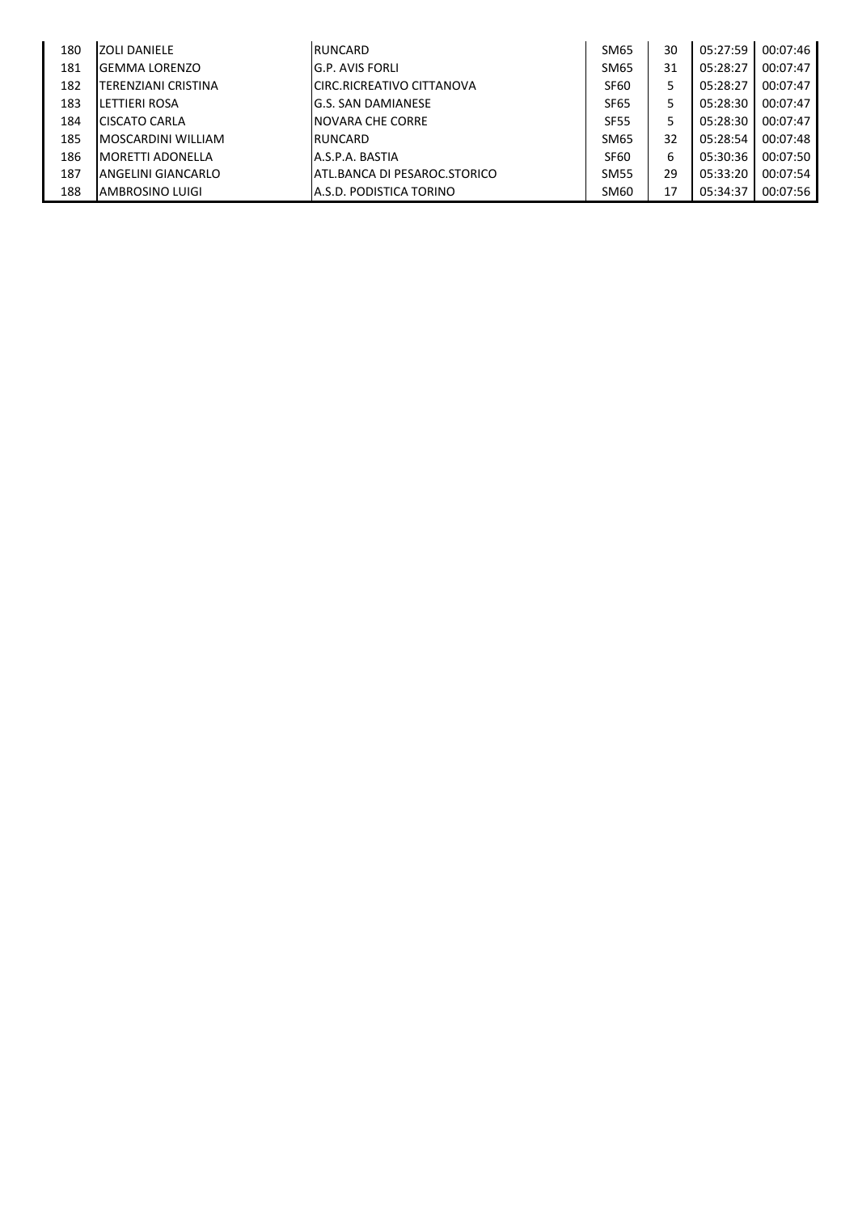| | | | | | | |
|---|---|---|---|---|---|---|
| 180 | ZOLI DANIELE | RUNCARD | SM65 | 30 | 05:27:59 | 00:07:46 |
| 181 | GEMMA LORENZO | G.P. AVIS FORLI | SM65 | 31 | 05:28:27 | 00:07:47 |
| 182 | TERENZIANI CRISTINA | CIRC.RICREATIVO CITTANOVA | SF60 | 5 | 05:28:27 | 00:07:47 |
| 183 | LETTIERI ROSA | G.S. SAN DAMIANESE | SF65 | 5 | 05:28:30 | 00:07:47 |
| 184 | CISCATO CARLA | NOVARA CHE CORRE | SF55 | 5 | 05:28:30 | 00:07:47 |
| 185 | MOSCARDINI WILLIAM | RUNCARD | SM65 | 32 | 05:28:54 | 00:07:48 |
| 186 | MORETTI ADONELLA | A.S.P.A. BASTIA | SF60 | 6 | 05:30:36 | 00:07:50 |
| 187 | ANGELINI GIANCARLO | ATL.BANCA DI PESAROC.STORICO | SM55 | 29 | 05:33:20 | 00:07:54 |
| 188 | AMBROSINO LUIGI | A.S.D. PODISTICA TORINO | SM60 | 17 | 05:34:37 | 00:07:56 |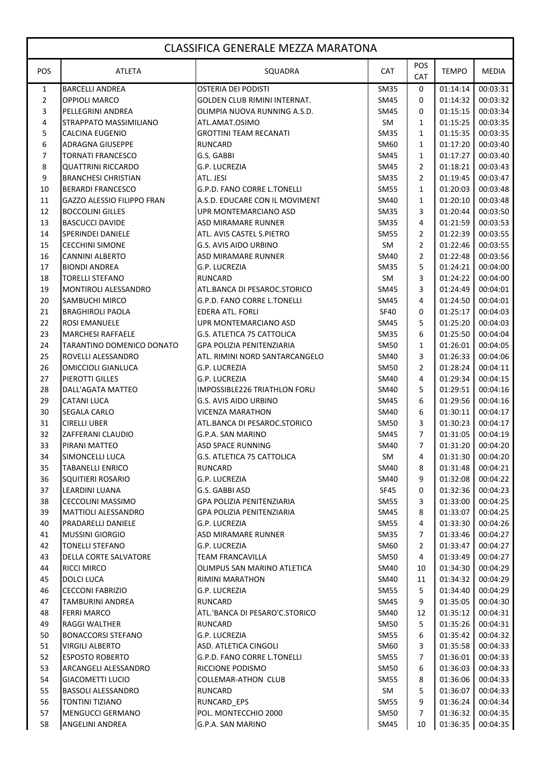# CLASSIFICA GENERALE MEZZA MARATONA

| POS | ATLETA | SQUADRA | CAT | POS CAT | TEMPO | MEDIA |
|---|---|---|---|---|---|---|
| 1 | BARCELLI ANDREA | OSTERIA DEI PODISTI | SM35 | 0 | 01:14:14 | 00:03:31 |
| 2 | OPPIOLI MARCO | GOLDEN CLUB RIMINI INTERNAT. | SM45 | 0 | 01:14:32 | 00:03:32 |
| 3 | PELLEGRINI ANDREA | OLIMPIA NUOVA RUNNING A.S.D. | SM45 | 0 | 01:15:15 | 00:03:34 |
| 4 | STRAPPATO MASSIMILIANO | ATL.AMAT.OSIMO | SM | 1 | 01:15:25 | 00:03:35 |
| 5 | CALCINA EUGENIO | GROTTINI TEAM RECANATI | SM35 | 1 | 01:15:35 | 00:03:35 |
| 6 | ADRAGNA GIUSEPPE | RUNCARD | SM60 | 1 | 01:17:20 | 00:03:40 |
| 7 | TORNATI FRANCESCO | G.S. GABBI | SM45 | 1 | 01:17:27 | 00:03:40 |
| 8 | QUATTRINI RICCARDO | G.P. LUCREZIA | SM45 | 2 | 01:18:21 | 00:03:43 |
| 9 | BRANCHESI CHRISTIAN | ATL. JESI | SM35 | 2 | 01:19:45 | 00:03:47 |
| 10 | BERARDI FRANCESCO | G.P.D. FANO CORRE L.TONELLI | SM55 | 1 | 01:20:03 | 00:03:48 |
| 11 | GAZZO ALESSIO FILIPPO FRAN | A.S.D. EDUCARE CON IL MOVIMENT | SM40 | 1 | 01:20:10 | 00:03:48 |
| 12 | BOCCOLINI GILLES | UPR MONTEMARCIANO ASD | SM35 | 3 | 01:20:44 | 00:03:50 |
| 13 | BASCUCCI DAVIDE | ASD MIRAMARE RUNNER | SM35 | 4 | 01:21:59 | 00:03:53 |
| 14 | SPERINDEI DANIELE | ATL. AVIS CASTEL S.PIETRO | SM55 | 2 | 01:22:39 | 00:03:55 |
| 15 | CECCHINI SIMONE | G.S. AVIS AIDO URBINO | SM | 2 | 01:22:46 | 00:03:55 |
| 16 | CANNINI ALBERTO | ASD MIRAMARE RUNNER | SM40 | 2 | 01:22:48 | 00:03:56 |
| 17 | BIONDI ANDREA | G.P. LUCREZIA | SM35 | 5 | 01:24:21 | 00:04:00 |
| 18 | TORELLI STEFANO | RUNCARD | SM | 3 | 01:24:22 | 00:04:00 |
| 19 | MONTIROLI ALESSANDRO | ATL.BANCA DI PESAROC.STORICO | SM45 | 3 | 01:24:49 | 00:04:01 |
| 20 | SAMBUCHI MIRCO | G.P.D. FANO CORRE L.TONELLI | SM45 | 4 | 01:24:50 | 00:04:01 |
| 21 | BRAGHIROLI PAOLA | EDERA ATL. FORLI | SF40 | 0 | 01:25:17 | 00:04:03 |
| 22 | ROSI EMANUELE | UPR MONTEMARCIANO ASD | SM45 | 5 | 01:25:20 | 00:04:03 |
| 23 | MARCHESI RAFFAELE | G.S. ATLETICA 75 CATTOLICA | SM35 | 6 | 01:25:50 | 00:04:04 |
| 24 | TARANTINO DOMENICO DONATO | GPA POLIZIA PENITENZIARIA | SM50 | 1 | 01:26:01 | 00:04:05 |
| 25 | ROVELLI ALESSANDRO | ATL. RIMINI NORD SANTARCANGELO | SM40 | 3 | 01:26:33 | 00:04:06 |
| 26 | OMICCIOLI GIANLUCA | G.P. LUCREZIA | SM50 | 2 | 01:28:24 | 00:04:11 |
| 27 | PIEROTTI GILLES | G.P. LUCREZIA | SM40 | 4 | 01:29:34 | 00:04:15 |
| 28 | DALL'AGATA MATTEO | IMPOSSIBLE226 TRIATHLON FORLI | SM40 | 5 | 01:29:51 | 00:04:16 |
| 29 | CATANI LUCA | G.S. AVIS AIDO URBINO | SM45 | 6 | 01:29:56 | 00:04:16 |
| 30 | SEGALA CARLO | VICENZA MARATHON | SM40 | 6 | 01:30:11 | 00:04:17 |
| 31 | CIRELLI UBER | ATL.BANCA DI PESAROC.STORICO | SM50 | 3 | 01:30:23 | 00:04:17 |
| 32 | ZAFFERANI CLAUDIO | G.P.A. SAN MARINO | SM45 | 7 | 01:31:05 | 00:04:19 |
| 33 | PIRANI MATTEO | ASD SPACE RUNNING | SM40 | 7 | 01:31:20 | 00:04:20 |
| 34 | SIMONCELLI LUCA | G.S. ATLETICA 75 CATTOLICA | SM | 4 | 01:31:30 | 00:04:20 |
| 35 | TABANELLI ENRICO | RUNCARD | SM40 | 8 | 01:31:48 | 00:04:21 |
| 36 | SQUITIERI ROSARIO | G.P. LUCREZIA | SM40 | 9 | 01:32:08 | 00:04:22 |
| 37 | LEARDINI LUANA | G.S. GABBI ASD | SF45 | 0 | 01:32:36 | 00:04:23 |
| 38 | CECCOLINI MASSIMO | GPA POLIZIA PENITENZIARIA | SM55 | 3 | 01:33:00 | 00:04:25 |
| 39 | MATTIOLI ALESSANDRO | GPA POLIZIA PENITENZIARIA | SM45 | 8 | 01:33:07 | 00:04:25 |
| 40 | PRADARELLI DANIELE | G.P. LUCREZIA | SM55 | 4 | 01:33:30 | 00:04:26 |
| 41 | MUSSINI GIORGIO | ASD MIRAMARE RUNNER | SM35 | 7 | 01:33:46 | 00:04:27 |
| 42 | TONELLI STEFANO | G.P. LUCREZIA | SM60 | 2 | 01:33:47 | 00:04:27 |
| 43 | DELLA CORTE SALVATORE | TEAM FRANCAVILLA | SM50 | 4 | 01:33:49 | 00:04:27 |
| 44 | RICCI MIRCO | OLIMPUS SAN MARINO ATLETICA | SM40 | 10 | 01:34:30 | 00:04:29 |
| 45 | DOLCI LUCA | RIMINI MARATHON | SM40 | 11 | 01:34:32 | 00:04:29 |
| 46 | CECCONI FABRIZIO | G.P. LUCREZIA | SM55 | 5 | 01:34:40 | 00:04:29 |
| 47 | TAMBURINI ANDREA | RUNCARD | SM45 | 9 | 01:35:05 | 00:04:30 |
| 48 | FERRI MARCO | ATL.'BANCA DI PESARO'C.STORICO | SM40 | 12 | 01:35:12 | 00:04:31 |
| 49 | RAGGI WALTHER | RUNCARD | SM50 | 5 | 01:35:26 | 00:04:31 |
| 50 | BONACCORSI STEFANO | G.P. LUCREZIA | SM55 | 6 | 01:35:42 | 00:04:32 |
| 51 | VIRGILI ALBERTO | ASD. ATLETICA CINGOLI | SM60 | 3 | 01:35:58 | 00:04:33 |
| 52 | ESPOSTO ROBERTO | G.P.D. FANO CORRE L.TONELLI | SM55 | 7 | 01:36:01 | 00:04:33 |
| 53 | ARCANGELI ALESSANDRO | RICCIONE PODISMO | SM50 | 6 | 01:36:03 | 00:04:33 |
| 54 | GIACOMETTI LUCIO | COLLEMAR-ATHON CLUB | SM55 | 8 | 01:36:06 | 00:04:33 |
| 55 | BASSOLI ALESSANDRO | RUNCARD | SM | 5 | 01:36:07 | 00:04:33 |
| 56 | TONTINI TIZIANO | RUNCARD_EPS | SM55 | 9 | 01:36:24 | 00:04:34 |
| 57 | MENGUCCI GERMANO | POL. MONTECCHIO 2000 | SM50 | 7 | 01:36:32 | 00:04:35 |
| 58 | ANGELINI ANDREA | G.P.A. SAN MARINO | SM45 | 10 | 01:36:35 | 00:04:35 |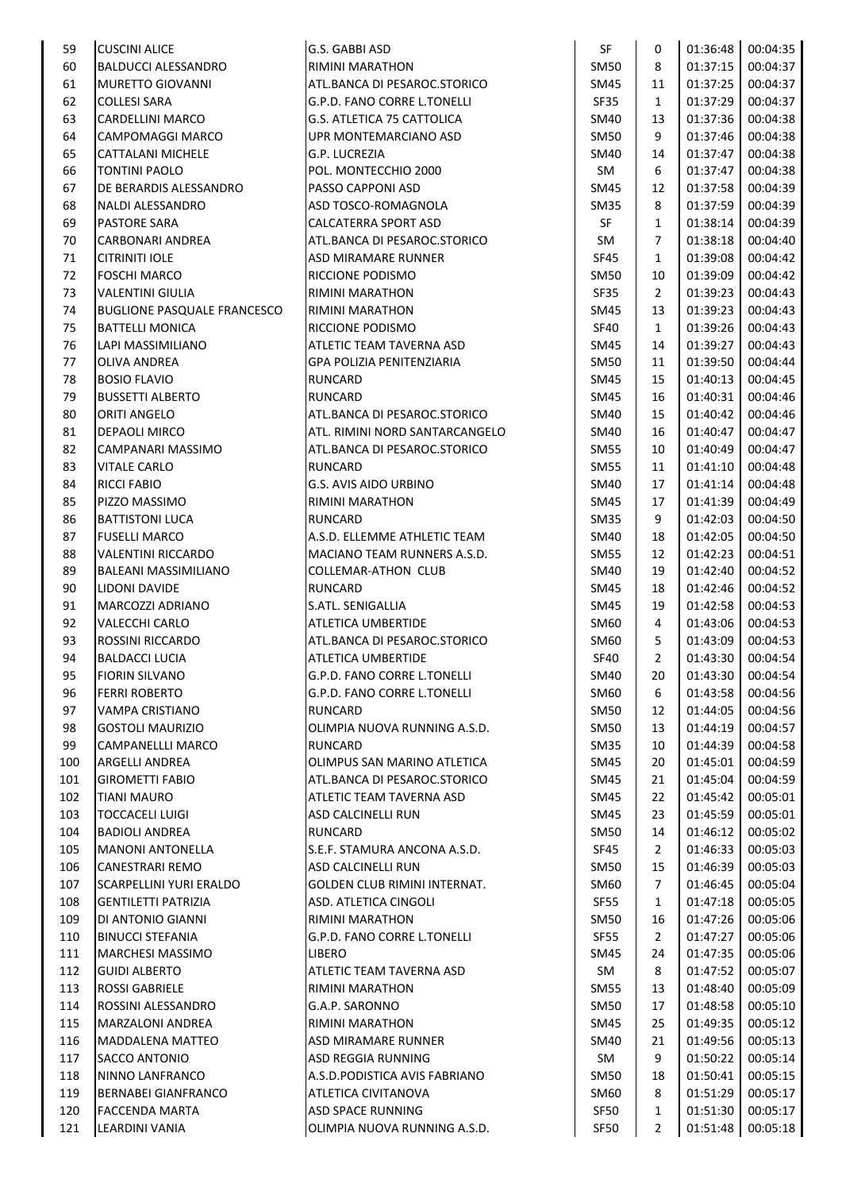| | | | | | | |
|---|---|---|---|---|---|---|
| 59 | CUSCINI ALICE | G.S. GABBI ASD | SF | 0 | 01:36:48 | 00:04:35 |
| 60 | BALDUCCI ALESSANDRO | RIMINI MARATHON | SM50 | 8 | 01:37:15 | 00:04:37 |
| 61 | MURETTO GIOVANNI | ATL.BANCA DI PESAROC.STORICO | SM45 | 11 | 01:37:25 | 00:04:37 |
| 62 | COLLESI SARA | G.P.D. FANO CORRE L.TONELLI | SF35 | 1 | 01:37:29 | 00:04:37 |
| 63 | CARDELLINI MARCO | G.S. ATLETICA 75 CATTOLICA | SM40 | 13 | 01:37:36 | 00:04:38 |
| 64 | CAMPOMAGGI MARCO | UPR MONTEMARCIANO ASD | SM50 | 9 | 01:37:46 | 00:04:38 |
| 65 | CATTALANI MICHELE | G.P. LUCREZIA | SM40 | 14 | 01:37:47 | 00:04:38 |
| 66 | TONTINI PAOLO | POL. MONTECCHIO 2000 | SM | 6 | 01:37:47 | 00:04:38 |
| 67 | DE BERARDIS ALESSANDRO | PASSO CAPPONI ASD | SM45 | 12 | 01:37:58 | 00:04:39 |
| 68 | NALDI ALESSANDRO | ASD TOSCO-ROMAGNOLA | SM35 | 8 | 01:37:59 | 00:04:39 |
| 69 | PASTORE SARA | CALCATERRA SPORT ASD | SF | 1 | 01:38:14 | 00:04:39 |
| 70 | CARBONARI ANDREA | ATL.BANCA DI PESAROC.STORICO | SM | 7 | 01:38:18 | 00:04:40 |
| 71 | CITRINITI IOLE | ASD MIRAMARE RUNNER | SF45 | 1 | 01:39:08 | 00:04:42 |
| 72 | FOSCHI MARCO | RICCIONE PODISMO | SM50 | 10 | 01:39:09 | 00:04:42 |
| 73 | VALENTINI GIULIA | RIMINI MARATHON | SF35 | 2 | 01:39:23 | 00:04:43 |
| 74 | BUGLIONE PASQUALE FRANCESCO | RIMINI MARATHON | SM45 | 13 | 01:39:23 | 00:04:43 |
| 75 | BATTELLI MONICA | RICCIONE PODISMO | SF40 | 1 | 01:39:26 | 00:04:43 |
| 76 | LAPI MASSIMILIANO | ATLETIC TEAM TAVERNA ASD | SM45 | 14 | 01:39:27 | 00:04:43 |
| 77 | OLIVA ANDREA | GPA POLIZIA PENITENZIARIA | SM50 | 11 | 01:39:50 | 00:04:44 |
| 78 | BOSIO FLAVIO | RUNCARD | SM45 | 15 | 01:40:13 | 00:04:45 |
| 79 | BUSSETTI ALBERTO | RUNCARD | SM45 | 16 | 01:40:31 | 00:04:46 |
| 80 | ORITI ANGELO | ATL.BANCA DI PESAROC.STORICO | SM40 | 15 | 01:40:42 | 00:04:46 |
| 81 | DEPAOLI MIRCO | ATL. RIMINI NORD SANTARCANGELO | SM40 | 16 | 01:40:47 | 00:04:47 |
| 82 | CAMPANARI MASSIMO | ATL.BANCA DI PESAROC.STORICO | SM55 | 10 | 01:40:49 | 00:04:47 |
| 83 | VITALE CARLO | RUNCARD | SM55 | 11 | 01:41:10 | 00:04:48 |
| 84 | RICCI FABIO | G.S. AVIS AIDO URBINO | SM40 | 17 | 01:41:14 | 00:04:48 |
| 85 | PIZZO MASSIMO | RIMINI MARATHON | SM45 | 17 | 01:41:39 | 00:04:49 |
| 86 | BATTISTONI LUCA | RUNCARD | SM35 | 9 | 01:42:03 | 00:04:50 |
| 87 | FUSELLI MARCO | A.S.D. ELLEMME ATHLETIC TEAM | SM40 | 18 | 01:42:05 | 00:04:50 |
| 88 | VALENTINI RICCARDO | MACIANO TEAM RUNNERS A.S.D. | SM55 | 12 | 01:42:23 | 00:04:51 |
| 89 | BALEANI MASSIMILIANO | COLLEMAR-ATHON CLUB | SM40 | 19 | 01:42:40 | 00:04:52 |
| 90 | LIDONI DAVIDE | RUNCARD | SM45 | 18 | 01:42:46 | 00:04:52 |
| 91 | MARCOZZI ADRIANO | S.ATL. SENIGALLIA | SM45 | 19 | 01:42:58 | 00:04:53 |
| 92 | VALECCHI CARLO | ATLETICA UMBERTIDE | SM60 | 4 | 01:43:06 | 00:04:53 |
| 93 | ROSSINI RICCARDO | ATL.BANCA DI PESAROC.STORICO | SM60 | 5 | 01:43:09 | 00:04:53 |
| 94 | BALDACCI LUCIA | ATLETICA UMBERTIDE | SF40 | 2 | 01:43:30 | 00:04:54 |
| 95 | FIORIN SILVANO | G.P.D. FANO CORRE L.TONELLI | SM40 | 20 | 01:43:30 | 00:04:54 |
| 96 | FERRI ROBERTO | G.P.D. FANO CORRE L.TONELLI | SM60 | 6 | 01:43:58 | 00:04:56 |
| 97 | VAMPA CRISTIANO | RUNCARD | SM50 | 12 | 01:44:05 | 00:04:56 |
| 98 | GOSTOLI MAURIZIO | OLIMPIA NUOVA RUNNING A.S.D. | SM50 | 13 | 01:44:19 | 00:04:57 |
| 99 | CAMPANELLLI MARCO | RUNCARD | SM35 | 10 | 01:44:39 | 00:04:58 |
| 100 | ARGELLI ANDREA | OLIMPUS SAN MARINO ATLETICA | SM45 | 20 | 01:45:01 | 00:04:59 |
| 101 | GIROMETTI FABIO | ATL.BANCA DI PESAROC.STORICO | SM45 | 21 | 01:45:04 | 00:04:59 |
| 102 | TIANI MAURO | ATLETIC TEAM TAVERNA ASD | SM45 | 22 | 01:45:42 | 00:05:01 |
| 103 | TOCCACELI LUIGI | ASD CALCINELLI RUN | SM45 | 23 | 01:45:59 | 00:05:01 |
| 104 | BADIOLI ANDREA | RUNCARD | SM50 | 14 | 01:46:12 | 00:05:02 |
| 105 | MANONI ANTONELLA | S.E.F. STAMURA ANCONA A.S.D. | SF45 | 2 | 01:46:33 | 00:05:03 |
| 106 | CANESTRARI REMO | ASD CALCINELLI RUN | SM50 | 15 | 01:46:39 | 00:05:03 |
| 107 | SCARPELLINI YURI ERALDO | GOLDEN CLUB RIMINI INTERNAT. | SM60 | 7 | 01:46:45 | 00:05:04 |
| 108 | GENTILETTI PATRIZIA | ASD. ATLETICA CINGOLI | SF55 | 1 | 01:47:18 | 00:05:05 |
| 109 | DI ANTONIO GIANNI | RIMINI MARATHON | SM50 | 16 | 01:47:26 | 00:05:06 |
| 110 | BINUCCI STEFANIA | G.P.D. FANO CORRE L.TONELLI | SF55 | 2 | 01:47:27 | 00:05:06 |
| 111 | MARCHESI MASSIMO | LIBERO | SM45 | 24 | 01:47:35 | 00:05:06 |
| 112 | GUIDI ALBERTO | ATLETIC TEAM TAVERNA ASD | SM | 8 | 01:47:52 | 00:05:07 |
| 113 | ROSSI GABRIELE | RIMINI MARATHON | SM55 | 13 | 01:48:40 | 00:05:09 |
| 114 | ROSSINI ALESSANDRO | G.A.P. SARONNO | SM50 | 17 | 01:48:58 | 00:05:10 |
| 115 | MARZALONI ANDREA | RIMINI MARATHON | SM45 | 25 | 01:49:35 | 00:05:12 |
| 116 | MADDALENA MATTEO | ASD MIRAMARE RUNNER | SM40 | 21 | 01:49:56 | 00:05:13 |
| 117 | SACCO ANTONIO | ASD REGGIA RUNNING | SM | 9 | 01:50:22 | 00:05:14 |
| 118 | NINNO LANFRANCO | A.S.D.PODISTICA AVIS FABRIANO | SM50 | 18 | 01:50:41 | 00:05:15 |
| 119 | BERNABEI GIANFRANCO | ATLETICA CIVITANOVA | SM60 | 8 | 01:51:29 | 00:05:17 |
| 120 | FACCENDA MARTA | ASD SPACE RUNNING | SF50 | 1 | 01:51:30 | 00:05:17 |
| 121 | LEARDINI VANIA | OLIMPIA NUOVA RUNNING A.S.D. | SF50 | 2 | 01:51:48 | 00:05:18 |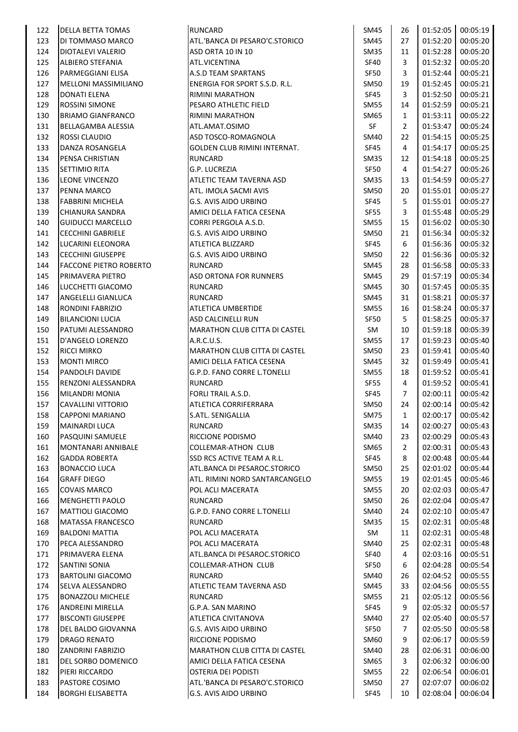| | | | | | | |
|---|---|---|---|---|---|---|
| 122 | DELLA BETTA TOMAS | RUNCARD | SM45 | 26 | 01:52:05 | 00:05:19 |
| 123 | DI TOMMASO MARCO | ATL.'BANCA DI PESARO'C.STORICO | SM45 | 27 | 01:52:20 | 00:05:20 |
| 124 | DIOTALEVI VALERIO | ASD ORTA 10 IN 10 | SM35 | 11 | 01:52:28 | 00:05:20 |
| 125 | ALBIERO STEFANIA | ATL.VICENTINA | SF40 | 3 | 01:52:32 | 00:05:20 |
| 126 | PARMEGGIANI ELISA | A.S.D TEAM SPARTANS | SF50 | 3 | 01:52:44 | 00:05:21 |
| 127 | MELLONI MASSIMILIANO | ENERGIA FOR SPORT S.S.D. R.L. | SM50 | 19 | 01:52:45 | 00:05:21 |
| 128 | DONATI ELENA | RIMINI MARATHON | SF45 | 3 | 01:52:50 | 00:05:21 |
| 129 | ROSSINI SIMONE | PESARO ATHLETIC FIELD | SM55 | 14 | 01:52:59 | 00:05:21 |
| 130 | BRIAMO GIANFRANCO | RIMINI MARATHON | SM65 | 1 | 01:53:11 | 00:05:22 |
| 131 | BELLAGAMBA ALESSIA | ATL.AMAT.OSIMO | SF | 2 | 01:53:47 | 00:05:24 |
| 132 | ROSSI CLAUDIO | ASD TOSCO-ROMAGNOLA | SM40 | 22 | 01:54:15 | 00:05:25 |
| 133 | DANZA ROSANGELA | GOLDEN CLUB RIMINI INTERNAT. | SF45 | 4 | 01:54:17 | 00:05:25 |
| 134 | PENSA CHRISTIAN | RUNCARD | SM35 | 12 | 01:54:18 | 00:05:25 |
| 135 | SETTIMIO RITA | G.P. LUCREZIA | SF50 | 4 | 01:54:27 | 00:05:26 |
| 136 | LEONE VINCENZO | ATLETIC TEAM TAVERNA ASD | SM35 | 13 | 01:54:59 | 00:05:27 |
| 137 | PENNA MARCO | ATL. IMOLA SACMI AVIS | SM50 | 20 | 01:55:01 | 00:05:27 |
| 138 | FABBRINI MICHELA | G.S. AVIS AIDO URBINO | SF45 | 5 | 01:55:01 | 00:05:27 |
| 139 | CHIANURA SANDRA | AMICI DELLA FATICA CESENA | SF55 | 3 | 01:55:48 | 00:05:29 |
| 140 | GUIDUCCI MARCELLO | CORRI PERGOLA A.S.D. | SM55 | 15 | 01:56:02 | 00:05:30 |
| 141 | CECCHINI GABRIELE | G.S. AVIS AIDO URBINO | SM50 | 21 | 01:56:34 | 00:05:32 |
| 142 | LUCARINI ELEONORA | ATLETICA BLIZZARD | SF45 | 6 | 01:56:36 | 00:05:32 |
| 143 | CECCHINI GIUSEPPE | G.S. AVIS AIDO URBINO | SM50 | 22 | 01:56:36 | 00:05:32 |
| 144 | FACCONE PIETRO ROBERTO | RUNCARD | SM45 | 28 | 01:56:58 | 00:05:33 |
| 145 | PRIMAVERA PIETRO | ASD ORTONA FOR RUNNERS | SM45 | 29 | 01:57:19 | 00:05:34 |
| 146 | LUCCHETTI GIACOMO | RUNCARD | SM45 | 30 | 01:57:45 | 00:05:35 |
| 147 | ANGELELLI GIANLUCA | RUNCARD | SM45 | 31 | 01:58:21 | 00:05:37 |
| 148 | RONDINI FABRIZIO | ATLETICA UMBERTIDE | SM55 | 16 | 01:58:24 | 00:05:37 |
| 149 | BILANCIONI LUCIA | ASD CALCINELLI RUN | SF50 | 5 | 01:58:25 | 00:05:37 |
| 150 | PATUMI ALESSANDRO | MARATHON CLUB CITTA DI CASTEL | SM | 10 | 01:59:18 | 00:05:39 |
| 151 | D'ANGELO LORENZO | A.R.C.U.S. | SM55 | 17 | 01:59:23 | 00:05:40 |
| 152 | RICCI MIRKO | MARATHON CLUB CITTA DI CASTEL | SM50 | 23 | 01:59:41 | 00:05:40 |
| 153 | MONTI MIRCO | AMICI DELLA FATICA CESENA | SM45 | 32 | 01:59:49 | 00:05:41 |
| 154 | PANDOLFI DAVIDE | G.P.D. FANO CORRE L.TONELLI | SM55 | 18 | 01:59:52 | 00:05:41 |
| 155 | RENZONI ALESSANDRA | RUNCARD | SF55 | 4 | 01:59:52 | 00:05:41 |
| 156 | MILANDRI MONIA | FORLI TRAIL A.S.D. | SF45 | 7 | 02:00:11 | 00:05:42 |
| 157 | CAVALLINI VITTORIO | ATLETICA CORRIFERRARA | SM50 | 24 | 02:00:14 | 00:05:42 |
| 158 | CAPPONI MARIANO | S.ATL. SENIGALLIA | SM75 | 1 | 02:00:17 | 00:05:42 |
| 159 | MAINARDI LUCA | RUNCARD | SM35 | 14 | 02:00:27 | 00:05:43 |
| 160 | PASQUINI SAMUELE | RICCIONE PODISMO | SM40 | 23 | 02:00:29 | 00:05:43 |
| 161 | MONTANARI ANNIBALE | COLLEMAR-ATHON CLUB | SM65 | 2 | 02:00:31 | 00:05:43 |
| 162 | GADDA ROBERTA | SSD RCS ACTIVE TEAM A R.L. | SF45 | 8 | 02:00:48 | 00:05:44 |
| 163 | BONACCIO LUCA | ATL.BANCA DI PESAROC.STORICO | SM50 | 25 | 02:01:02 | 00:05:44 |
| 164 | GRAFF DIEGO | ATL. RIMINI NORD SANTARCANGELO | SM55 | 19 | 02:01:45 | 00:05:46 |
| 165 | COVAIS MARCO | POL ACLI MACERATA | SM55 | 20 | 02:02:03 | 00:05:47 |
| 166 | MENGHETTI PAOLO | RUNCARD | SM50 | 26 | 02:02:04 | 00:05:47 |
| 167 | MATTIOLI GIACOMO | G.P.D. FANO CORRE L.TONELLI | SM40 | 24 | 02:02:10 | 00:05:47 |
| 168 | MATASSA FRANCESCO | RUNCARD | SM35 | 15 | 02:02:31 | 00:05:48 |
| 169 | BALDONI MATTIA | POL ACLI MACERATA | SM | 11 | 02:02:31 | 00:05:48 |
| 170 | PECA ALESSANDRO | POL ACLI MACERATA | SM40 | 25 | 02:02:31 | 00:05:48 |
| 171 | PRIMAVERA ELENA | ATL.BANCA DI PESAROC.STORICO | SF40 | 4 | 02:03:16 | 00:05:51 |
| 172 | SANTINI SONIA | COLLEMAR-ATHON CLUB | SF50 | 6 | 02:04:28 | 00:05:54 |
| 173 | BARTOLINI GIACOMO | RUNCARD | SM40 | 26 | 02:04:52 | 00:05:55 |
| 174 | SELVA ALESSANDRO | ATLETIC TEAM TAVERNA ASD | SM45 | 33 | 02:04:56 | 00:05:55 |
| 175 | BONAZZOLI MICHELE | RUNCARD | SM55 | 21 | 02:05:12 | 00:05:56 |
| 176 | ANDREINI MIRELLA | G.P.A. SAN MARINO | SF45 | 9 | 02:05:32 | 00:05:57 |
| 177 | BISCONTI GIUSEPPE | ATLETICA CIVITANOVA | SM40 | 27 | 02:05:40 | 00:05:57 |
| 178 | DEL BALDO GIOVANNA | G.S. AVIS AIDO URBINO | SF50 | 7 | 02:05:50 | 00:05:58 |
| 179 | DRAGO RENATO | RICCIONE PODISMO | SM60 | 9 | 02:06:17 | 00:05:59 |
| 180 | ZANDRINI FABRIZIO | MARATHON CLUB CITTA DI CASTEL | SM40 | 28 | 02:06:31 | 00:06:00 |
| 181 | DEL SORBO DOMENICO | AMICI DELLA FATICA CESENA | SM65 | 3 | 02:06:32 | 00:06:00 |
| 182 | PIERI RICCARDO | OSTERIA DEI PODISTI | SM55 | 22 | 02:06:54 | 00:06:01 |
| 183 | PASTORE COSIMO | ATL.'BANCA DI PESARO'C.STORICO | SM50 | 27 | 02:07:07 | 00:06:02 |
| 184 | BORGHI ELISABETTA | G.S. AVIS AIDO URBINO | SF45 | 10 | 02:08:04 | 00:06:04 |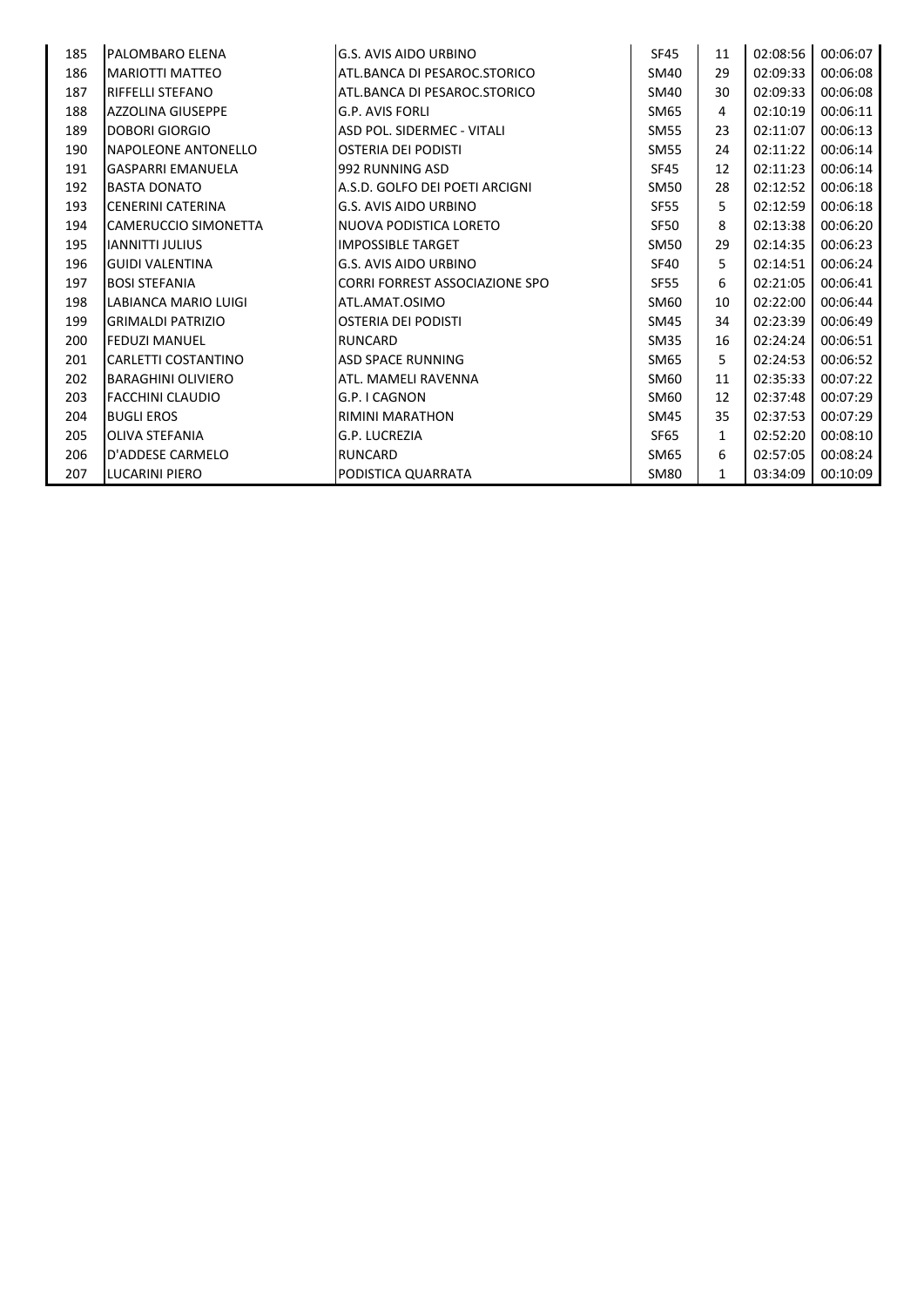| | | | | | | |
|---|---|---|---|---|---|---|
| 185 | PALOMBARO ELENA | G.S. AVIS AIDO URBINO | SF45 | 11 | 02:08:56 | 00:06:07 |
| 186 | MARIOTTI MATTEO | ATL.BANCA DI PESAROC.STORICO | SM40 | 29 | 02:09:33 | 00:06:08 |
| 187 | RIFFELLI STEFANO | ATL.BANCA DI PESAROC.STORICO | SM40 | 30 | 02:09:33 | 00:06:08 |
| 188 | AZZOLINA GIUSEPPE | G.P. AVIS FORLI | SM65 | 4 | 02:10:19 | 00:06:11 |
| 189 | DOBORI GIORGIO | ASD POL. SIDERMEC - VITALI | SM55 | 23 | 02:11:07 | 00:06:13 |
| 190 | NAPOLEONE ANTONELLO | OSTERIA DEI PODISTI | SM55 | 24 | 02:11:22 | 00:06:14 |
| 191 | GASPARRI EMANUELA | 992 RUNNING ASD | SF45 | 12 | 02:11:23 | 00:06:14 |
| 192 | BASTA DONATO | A.S.D. GOLFO DEI POETI ARCIGNI | SM50 | 28 | 02:12:52 | 00:06:18 |
| 193 | CENERINI CATERINA | G.S. AVIS AIDO URBINO | SF55 | 5 | 02:12:59 | 00:06:18 |
| 194 | CAMERUCCIO SIMONETTA | NUOVA PODISTICA LORETO | SF50 | 8 | 02:13:38 | 00:06:20 |
| 195 | IANNITTI JULIUS | IMPOSSIBLE TARGET | SM50 | 29 | 02:14:35 | 00:06:23 |
| 196 | GUIDI VALENTINA | G.S. AVIS AIDO URBINO | SF40 | 5 | 02:14:51 | 00:06:24 |
| 197 | BOSI STEFANIA | CORRI FORREST ASSOCIAZIONE SPO | SF55 | 6 | 02:21:05 | 00:06:41 |
| 198 | LABIANCA MARIO LUIGI | ATL.AMAT.OSIMO | SM60 | 10 | 02:22:00 | 00:06:44 |
| 199 | GRIMALDI PATRIZIO | OSTERIA DEI PODISTI | SM45 | 34 | 02:23:39 | 00:06:49 |
| 200 | FEDUZI MANUEL | RUNCARD | SM35 | 16 | 02:24:24 | 00:06:51 |
| 201 | CARLETTI COSTANTINO | ASD SPACE RUNNING | SM65 | 5 | 02:24:53 | 00:06:52 |
| 202 | BARAGHINI OLIVIERO | ATL. MAMELI RAVENNA | SM60 | 11 | 02:35:33 | 00:07:22 |
| 203 | FACCHINI CLAUDIO | G.P. I CAGNON | SM60 | 12 | 02:37:48 | 00:07:29 |
| 204 | BUGLI EROS | RIMINI MARATHON | SM45 | 35 | 02:37:53 | 00:07:29 |
| 205 | OLIVA STEFANIA | G.P. LUCREZIA | SF65 | 1 | 02:52:20 | 00:08:10 |
| 206 | D'ADDESE CARMELO | RUNCARD | SM65 | 6 | 02:57:05 | 00:08:24 |
| 207 | LUCARINI PIERO | PODISTICA QUARRATA | SM80 | 1 | 03:34:09 | 00:10:09 |